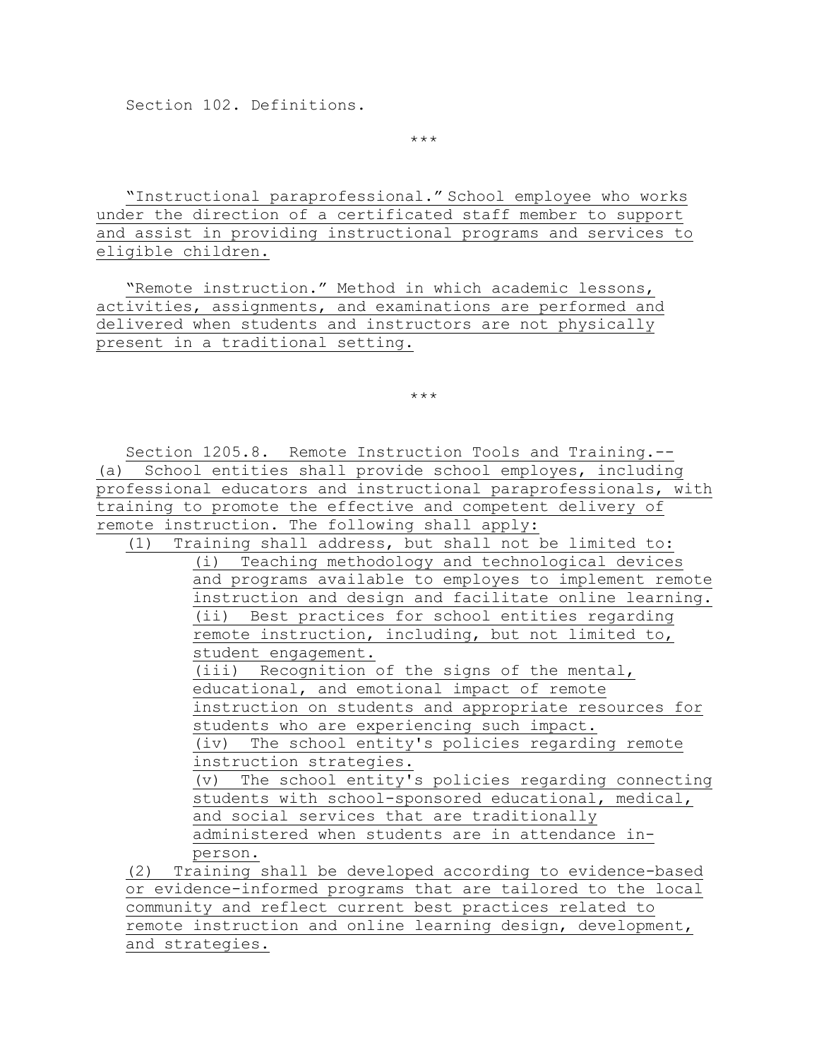Section 102. Definitions.

\*\*\*

"Instructional paraprofessional." School employee who works under the direction of a certificated staff member to support and assist in providing instructional programs and services to eligible children.

"Remote instruction." Method in which academic lessons, activities, assignments, and examinations are performed and delivered when students and instructors are not physically present in a traditional setting.

\*\*\*

Section 1205.8. Remote Instruction Tools and Training.--

(a) School entities shall provide school employes, including professional educators and instructional paraprofessionals, with training to promote the effective and competent delivery of remote instruction. The following shall apply:

(1) Training shall address, but shall not be limited to:

(i) Teaching methodology and technological devices and programs available to employes to implement remote instruction and design and facilitate online learning.

(ii) Best practices for school entities regarding remote instruction, including, but not limited to, student engagement.

(iii) Recognition of the signs of the mental, educational, and emotional impact of remote instruction on students and appropriate resources for students who are experiencing such impact.

(iv) The school entity's policies regarding remote instruction strategies.

(v) The school entity's policies regarding connecting students with school-sponsored educational, medical, and social services that are traditionally administered when students are in attendance in-person.

(2) Training shall be developed according to evidence-based or evidence-informed programs that are tailored to the local community and reflect current best practices related to remote instruction and online learning design, development, and strategies.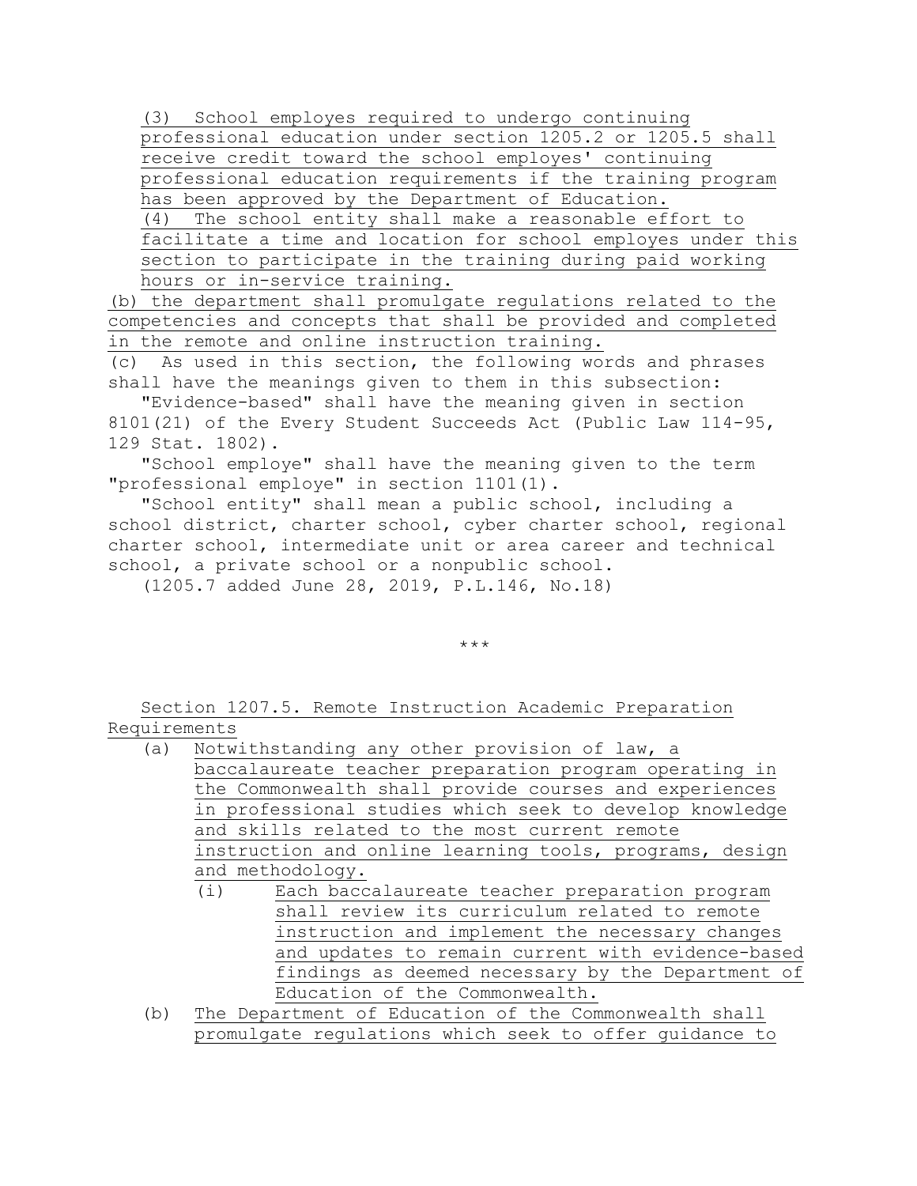(3) School employes required to undergo continuing professional education under section 1205.2 or 1205.5 shall receive credit toward the school employes' continuing professional education requirements if the training program has been approved by the Department of Education.

(4) The school entity shall make a reasonable effort to facilitate a time and location for school employes under this section to participate in the training during paid working hours or in-service training.

(b) the department shall promulgate regulations related to the competencies and concepts that shall be provided and completed in the remote and online instruction training.

(c) As used in this section, the following words and phrases shall have the meanings given to them in this subsection:

"Evidence-based" shall have the meaning given in section 8101(21) of the Every Student Succeeds Act (Public Law 114-95, 129 Stat. 1802).

"School employe" shall have the meaning given to the term "professional employe" in section 1101(1).

"School entity" shall mean a public school, including a school district, charter school, cyber charter school, regional charter school, intermediate unit or area career and technical school, a private school or a nonpublic school.

(1205.7 added June 28, 2019, P.L.146, No.18)

***

Section 1207.5. Remote Instruction Academic Preparation Requirements

(a) Notwithstanding any other provision of law, a baccalaureate teacher preparation program operating in the Commonwealth shall provide courses and experiences in professional studies which seek to develop knowledge and skills related to the most current remote instruction and online learning tools, programs, design and methodology.

   (i) Each baccalaureate teacher preparation program shall review its curriculum related to remote instruction and implement the necessary changes and updates to remain current with evidence-based findings as deemed necessary by the Department of Education of the Commonwealth.

(b) The Department of Education of the Commonwealth shall promulgate regulations which seek to offer guidance to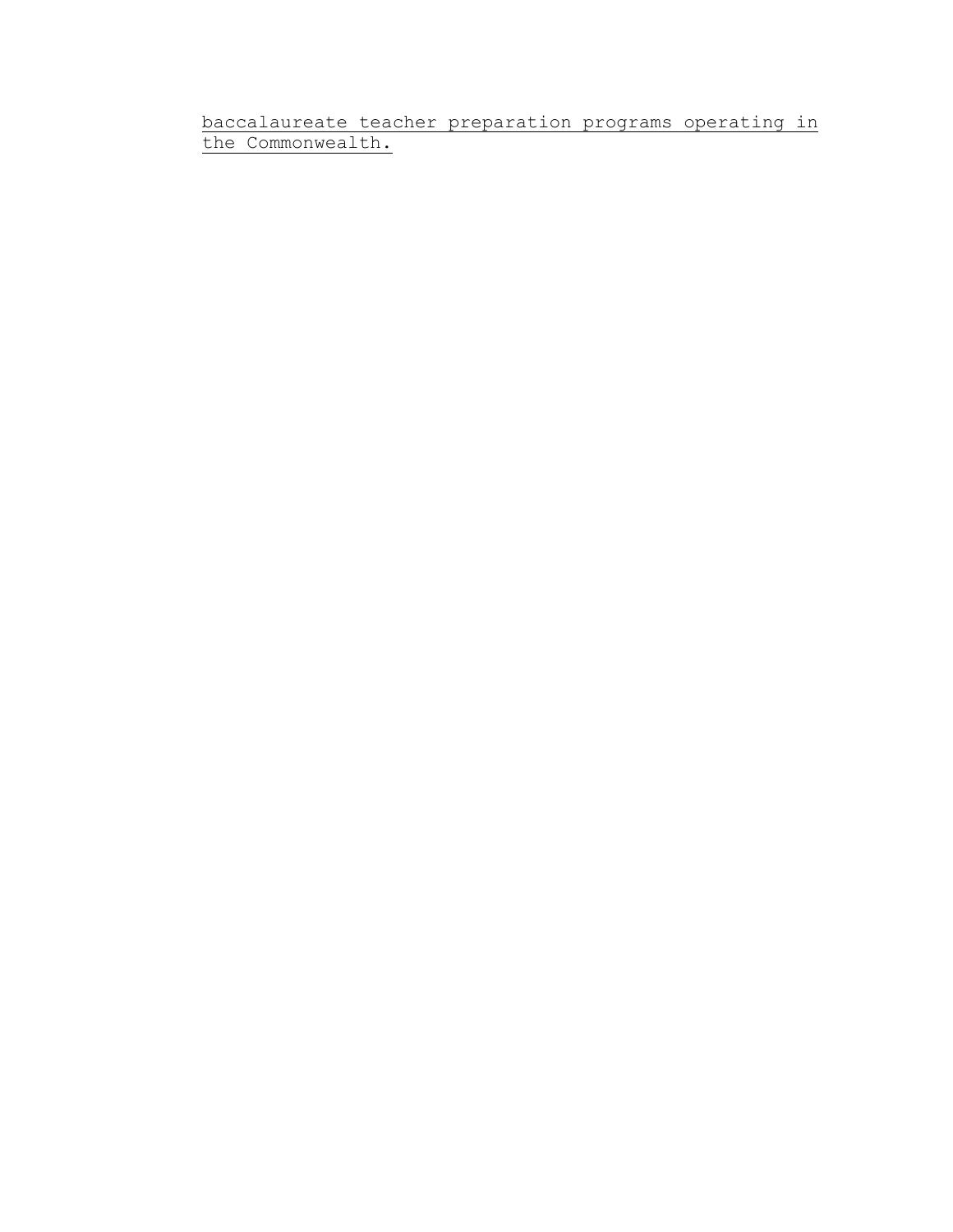<u>baccalaureate teacher preparation programs operating in the Commonwealth.</u>